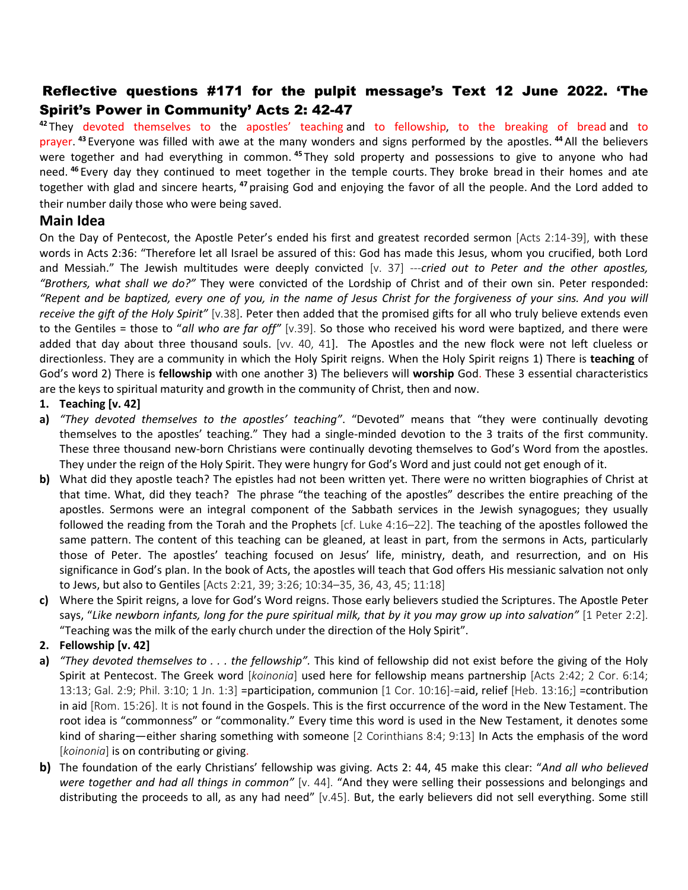# Reflective questions #171 for the pulpit message's Text 12 June 2022. 'The Spirit's Power in Community' Acts 2: 42-47

[42] They devoted themselves to the apostles' teaching and to fellowship, to the breaking of bread and to prayer. [43] Everyone was filled with awe at the many wonders and signs performed by the apostles. [44] All the believers were together and had everything in common. [45] They sold property and possessions to give to anyone who had need. [46] Every day they continued to meet together in the temple courts. They broke bread in their homes and ate together with glad and sincere hearts, [47] praising God and enjoying the favor of all the people. And the Lord added to their number daily those who were being saved.

## Main Idea

On the Day of Pentecost, the Apostle Peter's ended his first and greatest recorded sermon [Acts 2:14-39], with these words in Acts 2:36: "Therefore let all Israel be assured of this: God has made this Jesus, whom you crucified, both Lord and Messiah." The Jewish multitudes were deeply convicted [v. 37] ---*cried out to Peter and the other apostles, "Brothers, what shall we do?"* They were convicted of the Lordship of Christ and of their own sin. Peter responded: *"Repent and be baptized, every one of you, in the name of Jesus Christ for the forgiveness of your sins. And you will receive the gift of the Holy Spirit"* [v.38]. Peter then added that the promised gifts for all who truly believe extends even to the Gentiles = those to "*all who are far off"* [v.39]. So those who received his word were baptized, and there were added that day about three thousand souls. [vv. 40, 41]. The Apostles and the new flock were not left clueless or directionless. They are a community in which the Holy Spirit reigns. When the Holy Spirit reigns 1) There is **teaching** of God's word 2) There is **fellowship** with one another 3) The believers will **worship** God. These 3 essential characteristics are the keys to spiritual maturity and growth in the community of Christ, then and now.

1. **Teaching [v. 42]**

a) *"They devoted themselves to the apostles' teaching"*. "Devoted" means that "they were continually devoting themselves to the apostles' teaching." They had a single-minded devotion to the 3 traits of the first community. These three thousand new-born Christians were continually devoting themselves to God's Word from the apostles. They under the reign of the Holy Spirit. They were hungry for God's Word and just could not get enough of it.

b) What did they apostle teach? The epistles had not been written yet. There were no written biographies of Christ at that time. What, did they teach? The phrase "the teaching of the apostles" describes the entire preaching of the apostles. Sermons were an integral component of the Sabbath services in the Jewish synagogues; they usually followed the reading from the Torah and the Prophets [cf. Luke 4:16–22]. The teaching of the apostles followed the same pattern. The content of this teaching can be gleaned, at least in part, from the sermons in Acts, particularly those of Peter. The apostles' teaching focused on Jesus' life, ministry, death, and resurrection, and on His significance in God's plan. In the book of Acts, the apostles will teach that God offers His messianic salvation not only to Jews, but also to Gentiles [Acts 2:21, 39; 3:26; 10:34–35, 36, 43, 45; 11:18]

c) Where the Spirit reigns, a love for God's Word reigns. Those early believers studied the Scriptures. The Apostle Peter says, "*Like newborn infants, long for the pure spiritual milk, that by it you may grow up into salvation"* [1 Peter 2:2]. "Teaching was the milk of the early church under the direction of the Holy Spirit".

2. **Fellowship [v. 42]**

a) *"They devoted themselves to . . . the fellowship".* This kind of fellowship did not exist before the giving of the Holy Spirit at Pentecost. The Greek word [*koinonia*] used here for fellowship means partnership [Acts 2:42; 2 Cor. 6:14; 13:13; Gal. 2:9; Phil. 3:10; 1 Jn. 1:3] =participation, communion [1 Cor. 10:16]-=aid, relief [Heb. 13:16;] =contribution in aid [Rom. 15:26]. It is not found in the Gospels. This is the first occurrence of the word in the New Testament. The root idea is "commonness" or "commonality." Every time this word is used in the New Testament, it denotes some kind of sharing—either sharing something with someone [2 Corinthians 8:4; 9:13] In Acts the emphasis of the word [*koinonia*] is on contributing or giving.

b) The foundation of the early Christians' fellowship was giving. Acts 2: 44, 45 make this clear: "*And all who believed were together and had all things in common"* [v. 44]. "And they were selling their possessions and belongings and distributing the proceeds to all, as any had need" [v.45]. But, the early believers did not sell everything. Some still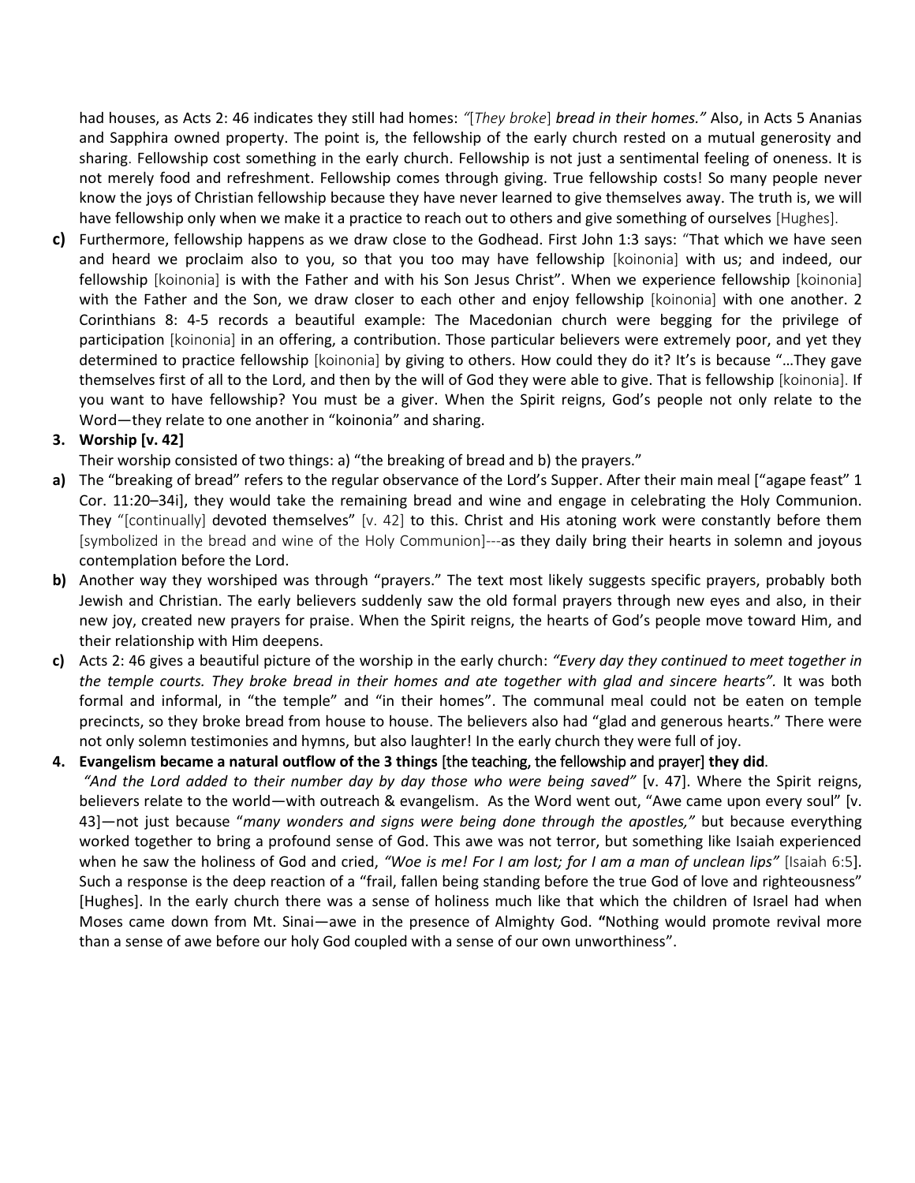had houses, as Acts 2: 46 indicates they still had homes: *"[They broke] bread in their homes."* Also, in Acts 5 Ananias and Sapphira owned property. The point is, the fellowship of the early church rested on a mutual generosity and sharing. Fellowship cost something in the early church. Fellowship is not just a sentimental feeling of oneness. It is not merely food and refreshment. Fellowship comes through giving. True fellowship costs! So many people never know the joys of Christian fellowship because they have never learned to give themselves away. The truth is, we will have fellowship only when we make it a practice to reach out to others and give something of ourselves [Hughes].

**c)** Furthermore, fellowship happens as we draw close to the Godhead. First John 1:3 says: "That which we have seen and heard we proclaim also to you, so that you too may have fellowship [koinonia] with us; and indeed, our fellowship [koinonia] is with the Father and with his Son Jesus Christ". When we experience fellowship [koinonia] with the Father and the Son, we draw closer to each other and enjoy fellowship [koinonia] with one another. 2 Corinthians 8: 4-5 records a beautiful example: The Macedonian church were begging for the privilege of participation [koinonia] in an offering, a contribution. Those particular believers were extremely poor, and yet they determined to practice fellowship [koinonia] by giving to others. How could they do it? It's is because "…They gave themselves first of all to the Lord, and then by the will of God they were able to give. That is fellowship [koinonia]. If you want to have fellowship? You must be a giver. When the Spirit reigns, God's people not only relate to the Word—they relate to one another in "koinonia" and sharing.

**3. Worship [v. 42]**

Their worship consisted of two things: a) "the breaking of bread and b) the prayers."

**a)** The "breaking of bread" refers to the regular observance of the Lord's Supper. After their main meal ["agape feast" 1 Cor. 11:20–34i], they would take the remaining bread and wine and engage in celebrating the Holy Communion. They "[continually] devoted themselves" [v. 42] to this. Christ and His atoning work were constantly before them [symbolized in the bread and wine of the Holy Communion]---as they daily bring their hearts in solemn and joyous contemplation before the Lord.

**b)** Another way they worshiped was through "prayers." The text most likely suggests specific prayers, probably both Jewish and Christian. The early believers suddenly saw the old formal prayers through new eyes and also, in their new joy, created new prayers for praise. When the Spirit reigns, the hearts of God's people move toward Him, and their relationship with Him deepens.

**c)** Acts 2: 46 gives a beautiful picture of the worship in the early church: *"Every day they continued to meet together in the temple courts. They broke bread in their homes and ate together with glad and sincere hearts".* It was both formal and informal, in "the temple" and "in their homes". The communal meal could not be eaten on temple precincts, so they broke bread from house to house. The believers also had "glad and generous hearts." There were not only solemn testimonies and hymns, but also laughter! In the early church they were full of joy.

**4. Evangelism became a natural outflow of the 3 things** [the teaching, the fellowship and prayer] **they did**.

*"And the Lord added to their number day by day those who were being saved"* [v. 47]. Where the Spirit reigns, believers relate to the world—with outreach & evangelism. As the Word went out, "Awe came upon every soul" [v. 43]—not just because "*many wonders and signs were being done through the apostles,"* but because everything worked together to bring a profound sense of God. This awe was not terror, but something like Isaiah experienced when he saw the holiness of God and cried, *"Woe is me! For I am lost; for I am a man of unclean lips"* [Isaiah 6:5]. Such a response is the deep reaction of a "frail, fallen being standing before the true God of love and righteousness" [Hughes]. In the early church there was a sense of holiness much like that which the children of Israel had when Moses came down from Mt. Sinai—awe in the presence of Almighty God. **"**Nothing would promote revival more than a sense of awe before our holy God coupled with a sense of our own unworthiness".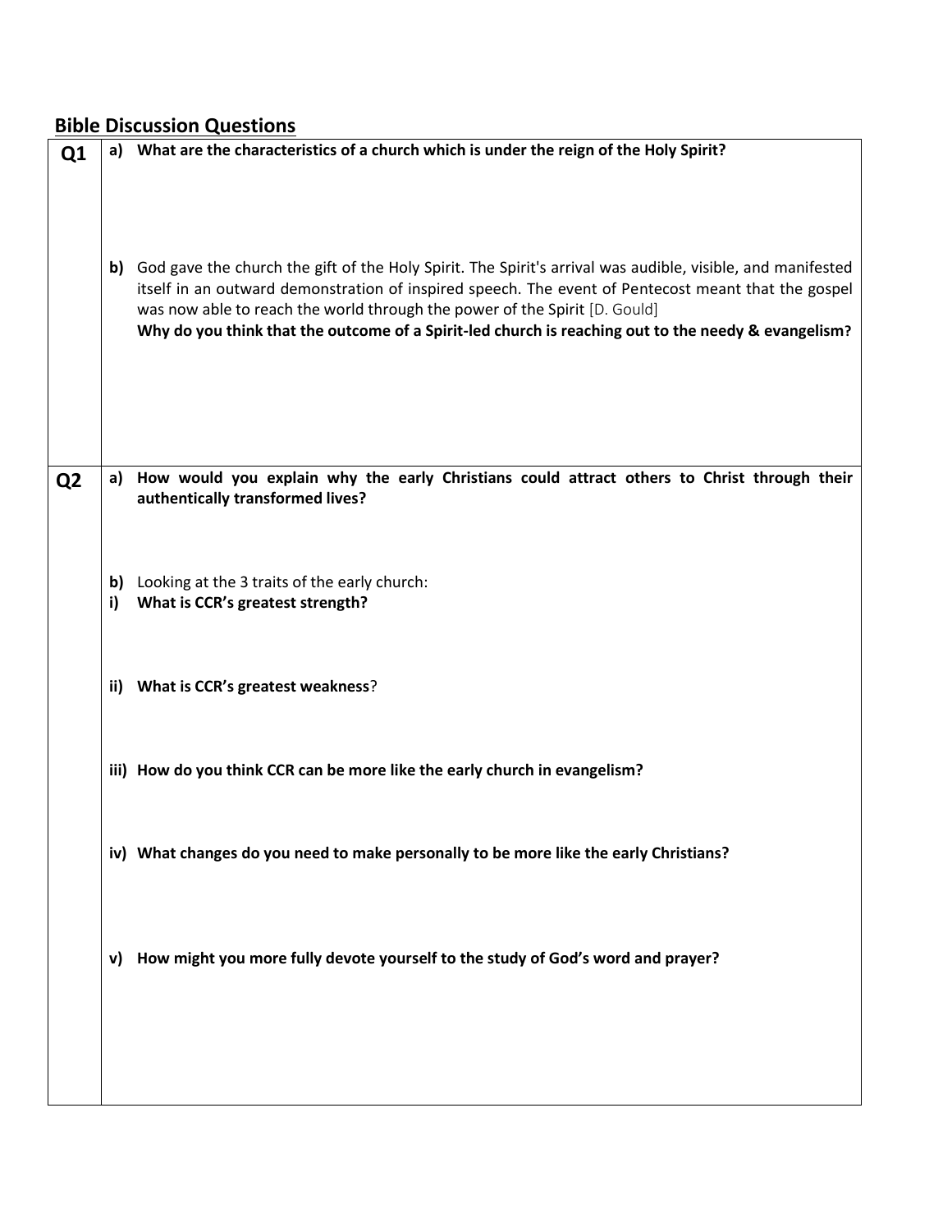## Bible Discussion Questions

| | |
|---|---|
| **Q1** | **a) What are the characteristics of a church which is under the reign of the Holy Spirit?**<br><br>**b)** God gave the church the gift of the Holy Spirit. The Spirit's arrival was audible, visible, and manifested itself in an outward demonstration of inspired speech. The event of Pentecost meant that the gospel was now able to reach the world through the power of the Spirit [D. Gould]<br>**Why do you think that the outcome of a Spirit-led church is reaching out to the needy & evangelism?** |
| **Q2** | **a) How would you explain why the early Christians could attract others to Christ through their authentically transformed lives?**<br><br>**b)** Looking at the 3 traits of the early church:<br>**i) What is CCR's greatest strength?**<br><br>**ii) What is CCR's greatest weakness**?<br><br>**iii) How do you think CCR can be more like the early church in evangelism?**<br><br>**iv) What changes do you need to make personally to be more like the early Christians?**<br><br>**v) How might you more fully devote yourself to the study of God's word and prayer?** |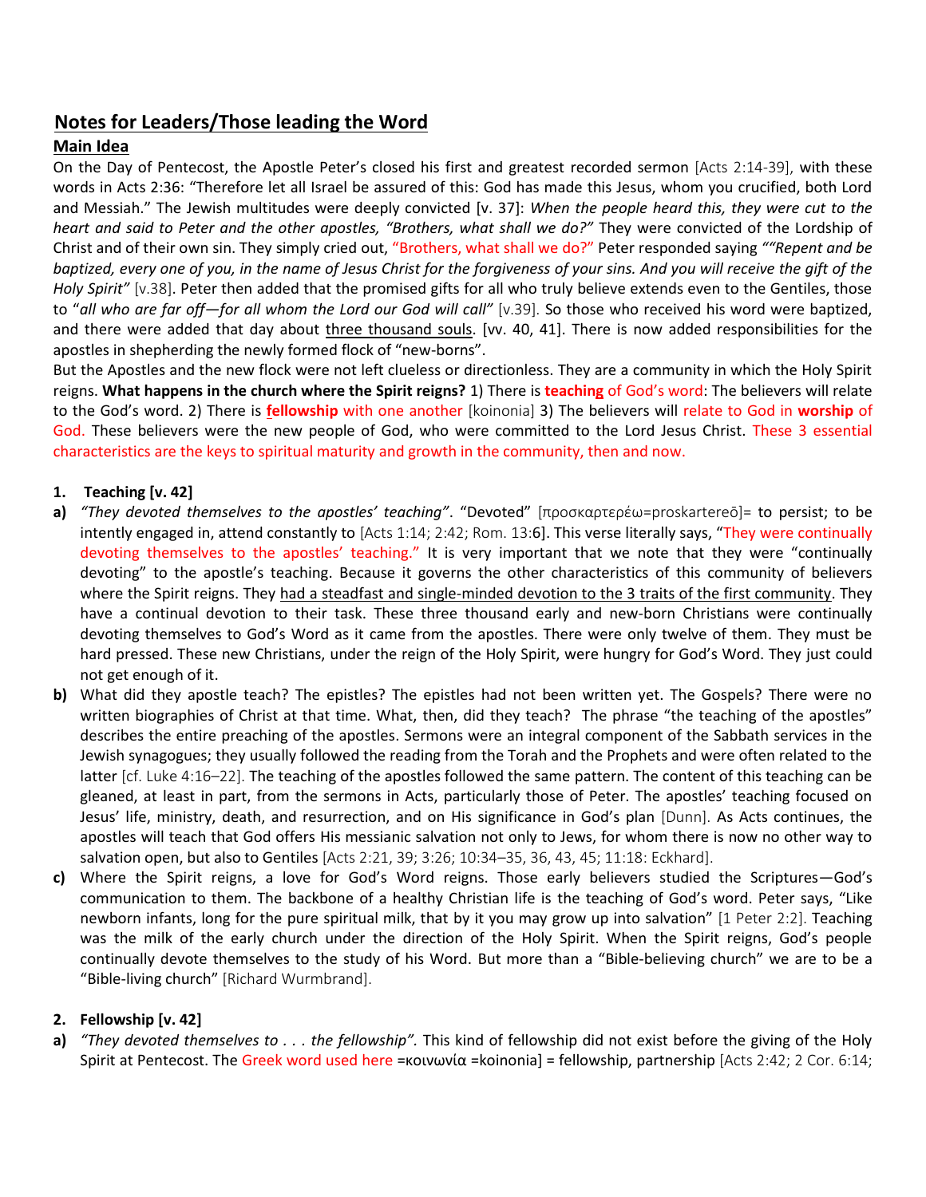## Notes for Leaders/Those leading the Word

### Main Idea

On the Day of Pentecost, the Apostle Peter's closed his first and greatest recorded sermon [Acts 2:14-39], with these words in Acts 2:36: "Therefore let all Israel be assured of this: God has made this Jesus, whom you crucified, both Lord and Messiah." The Jewish multitudes were deeply convicted [v. 37]: *When the people heard this, they were cut to the heart and said to Peter and the other apostles, "Brothers, what shall we do?"* They were convicted of the Lordship of Christ and of their own sin. They simply cried out, "Brothers, what shall we do?" Peter responded saying *""Repent and be baptized, every one of you, in the name of Jesus Christ for the forgiveness of your sins. And you will receive the gift of the Holy Spirit"* [v.38]. Peter then added that the promised gifts for all who truly believe extends even to the Gentiles, those to "*all who are far off—for all whom the Lord our God will call"* [v.39]. So those who received his word were baptized, and there were added that day about <u>three thousand souls</u>. [vv. 40, 41]. There is now added responsibilities for the apostles in shepherding the newly formed flock of "new-borns".

But the Apostles and the new flock were not left clueless or directionless. They are a community in which the Holy Spirit reigns. **What happens in the church where the Spirit reigns?** 1) There is **teaching** of God's word: The believers will relate to the God's word. 2) There is **fellowship** with one another [koinonia] 3) The believers will relate to God in **worship** of God. These believers were the new people of God, who were committed to the Lord Jesus Christ. These 3 essential characteristics are the keys to spiritual maturity and growth in the community, then and now.

1. **Teaching [v. 42]**

**a)** *"They devoted themselves to the apostles' teaching"*. "Devoted" [προσκαρτερέω=proskartereō]= to persist; to be intently engaged in, attend constantly to [Acts 1:14; 2:42; Rom. 13:6]. This verse literally says, "They were continually devoting themselves to the apostles' teaching." It is very important that we note that they were "continually devoting" to the apostle's teaching. Because it governs the other characteristics of this community of believers where the Spirit reigns. They <u>had a steadfast and single-minded devotion to the 3 traits of the first community</u>. They have a continual devotion to their task. These three thousand early and new-born Christians were continually devoting themselves to God's Word as it came from the apostles. There were only twelve of them. They must be hard pressed. These new Christians, under the reign of the Holy Spirit, were hungry for God's Word. They just could not get enough of it.

**b)** What did they apostle teach? The epistles? The epistles had not been written yet. The Gospels? There were no written biographies of Christ at that time. What, then, did they teach? The phrase "the teaching of the apostles" describes the entire preaching of the apostles. Sermons were an integral component of the Sabbath services in the Jewish synagogues; they usually followed the reading from the Torah and the Prophets and were often related to the latter [cf. Luke 4:16–22]. The teaching of the apostles followed the same pattern. The content of this teaching can be gleaned, at least in part, from the sermons in Acts, particularly those of Peter. The apostles' teaching focused on Jesus' life, ministry, death, and resurrection, and on His significance in God's plan [Dunn]. As Acts continues, the apostles will teach that God offers His messianic salvation not only to Jews, for whom there is now no other way to salvation open, but also to Gentiles [Acts 2:21, 39; 3:26; 10:34–35, 36, 43, 45; 11:18: Eckhard].

**c)** Where the Spirit reigns, a love for God's Word reigns. Those early believers studied the Scriptures—God's communication to them. The backbone of a healthy Christian life is the teaching of God's word. Peter says, "Like newborn infants, long for the pure spiritual milk, that by it you may grow up into salvation" [1 Peter 2:2]. Teaching was the milk of the early church under the direction of the Holy Spirit. When the Spirit reigns, God's people continually devote themselves to the study of his Word. But more than a "Bible-believing church" we are to be a "Bible-living church" [Richard Wurmbrand].

2. **Fellowship [v. 42]**

**a)** *"They devoted themselves to . . . the fellowship".* This kind of fellowship did not exist before the giving of the Holy Spirit at Pentecost. The Greek word used here =κοινωνία =koinonia] = fellowship, partnership [Acts 2:42; 2 Cor. 6:14;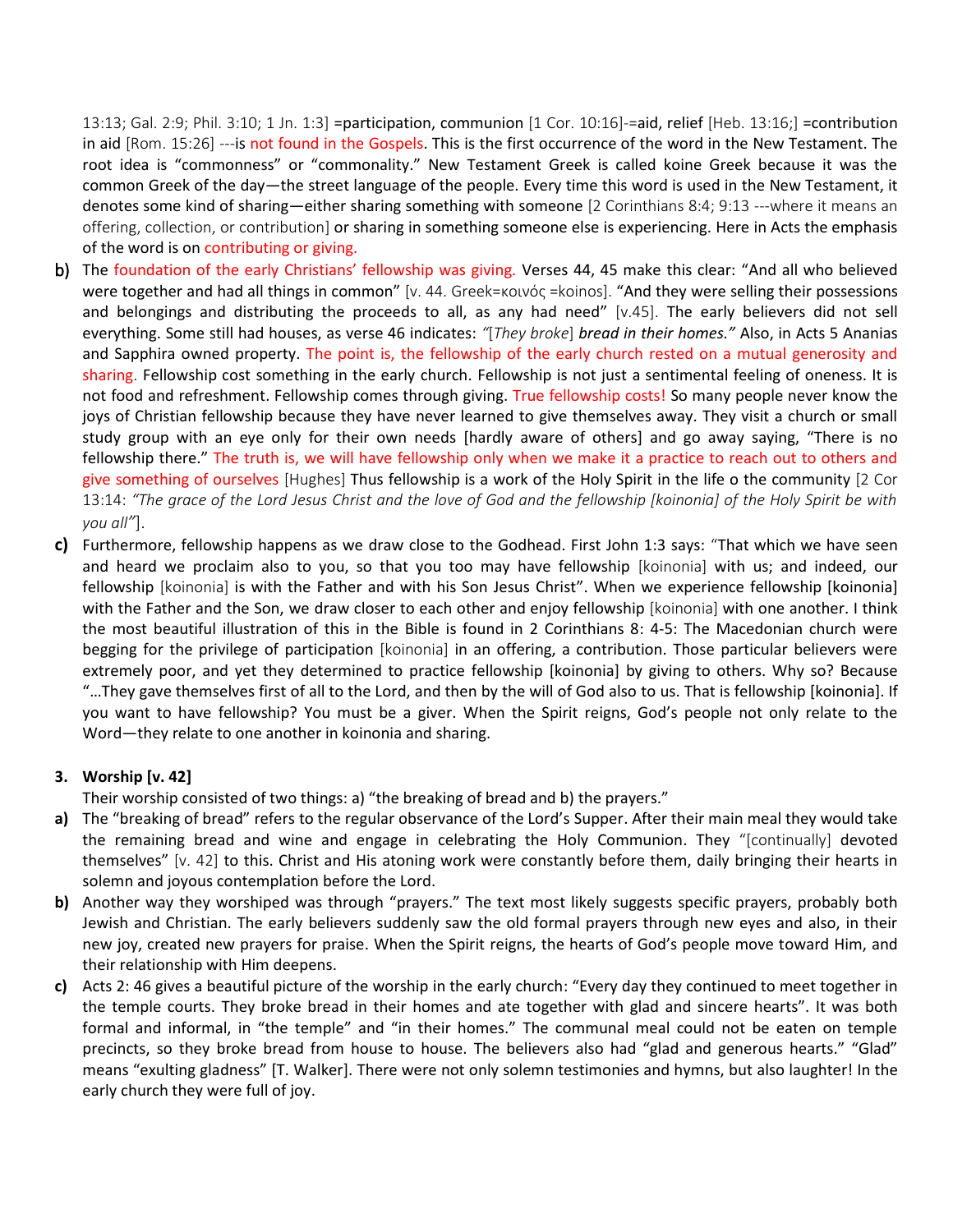13:13; Gal. 2:9; Phil. 3:10; 1 Jn. 1:3] =participation, communion [1 Cor. 10:16]-=aid, relief [Heb. 13:16;] =contribution in aid [Rom. 15:26] ---is not found in the Gospels. This is the first occurrence of the word in the New Testament. The root idea is "commonness" or "commonality." New Testament Greek is called koine Greek because it was the common Greek of the day—the street language of the people. Every time this word is used in the New Testament, it denotes some kind of sharing—either sharing something with someone [2 Corinthians 8:4; 9:13 ---where it means an offering, collection, or contribution] or sharing in something someone else is experiencing. Here in Acts the emphasis of the word is on contributing or giving.

**b)** The foundation of the early Christians' fellowship was giving. Verses 44, 45 make this clear: "And all who believed were together and had all things in common" [v. 44. Greek=κοινός =koinos]. "And they were selling their possessions and belongings and distributing the proceeds to all, as any had need" [v.45]. The early believers did not sell everything. Some still had houses, as verse 46 indicates: *"[They broke] bread in their homes."* Also, in Acts 5 Ananias and Sapphira owned property. The point is, the fellowship of the early church rested on a mutual generosity and sharing. Fellowship cost something in the early church. Fellowship is not just a sentimental feeling of oneness. It is not food and refreshment. Fellowship comes through giving. True fellowship costs! So many people never know the joys of Christian fellowship because they have never learned to give themselves away. They visit a church or small study group with an eye only for their own needs [hardly aware of others] and go away saying, "There is no fellowship there." The truth is, we will have fellowship only when we make it a practice to reach out to others and give something of ourselves [Hughes] Thus fellowship is a work of the Holy Spirit in the life o the community [2 Cor 13:14: *"The grace of the Lord Jesus Christ and the love of God and the fellowship [koinonia] of the Holy Spirit be with you all"*].

**c)** Furthermore, fellowship happens as we draw close to the Godhead. First John 1:3 says: "That which we have seen and heard we proclaim also to you, so that you too may have fellowship [koinonia] with us; and indeed, our fellowship [koinonia] is with the Father and with his Son Jesus Christ". When we experience fellowship [koinonia] with the Father and the Son, we draw closer to each other and enjoy fellowship [koinonia] with one another. I think the most beautiful illustration of this in the Bible is found in 2 Corinthians 8: 4-5: The Macedonian church were begging for the privilege of participation [koinonia] in an offering, a contribution. Those particular believers were extremely poor, and yet they determined to practice fellowship [koinonia] by giving to others. Why so? Because "…They gave themselves first of all to the Lord, and then by the will of God also to us. That is fellowship [koinonia]. If you want to have fellowship? You must be a giver. When the Spirit reigns, God's people not only relate to the Word—they relate to one another in koinonia and sharing.

**3. Worship [v. 42]**

Their worship consisted of two things: a) "the breaking of bread and b) the prayers."

**a)** The "breaking of bread" refers to the regular observance of the Lord's Supper. After their main meal they would take the remaining bread and wine and engage in celebrating the Holy Communion. They "[continually] devoted themselves" [v. 42] to this. Christ and His atoning work were constantly before them, daily bringing their hearts in solemn and joyous contemplation before the Lord.

**b)** Another way they worshiped was through "prayers." The text most likely suggests specific prayers, probably both Jewish and Christian. The early believers suddenly saw the old formal prayers through new eyes and also, in their new joy, created new prayers for praise. When the Spirit reigns, the hearts of God's people move toward Him, and their relationship with Him deepens.

**c)** Acts 2: 46 gives a beautiful picture of the worship in the early church: "Every day they continued to meet together in the temple courts. They broke bread in their homes and ate together with glad and sincere hearts". It was both formal and informal, in "the temple" and "in their homes." The communal meal could not be eaten on temple precincts, so they broke bread from house to house. The believers also had "glad and generous hearts." "Glad" means "exulting gladness" [T. Walker]. There were not only solemn testimonies and hymns, but also laughter! In the early church they were full of joy.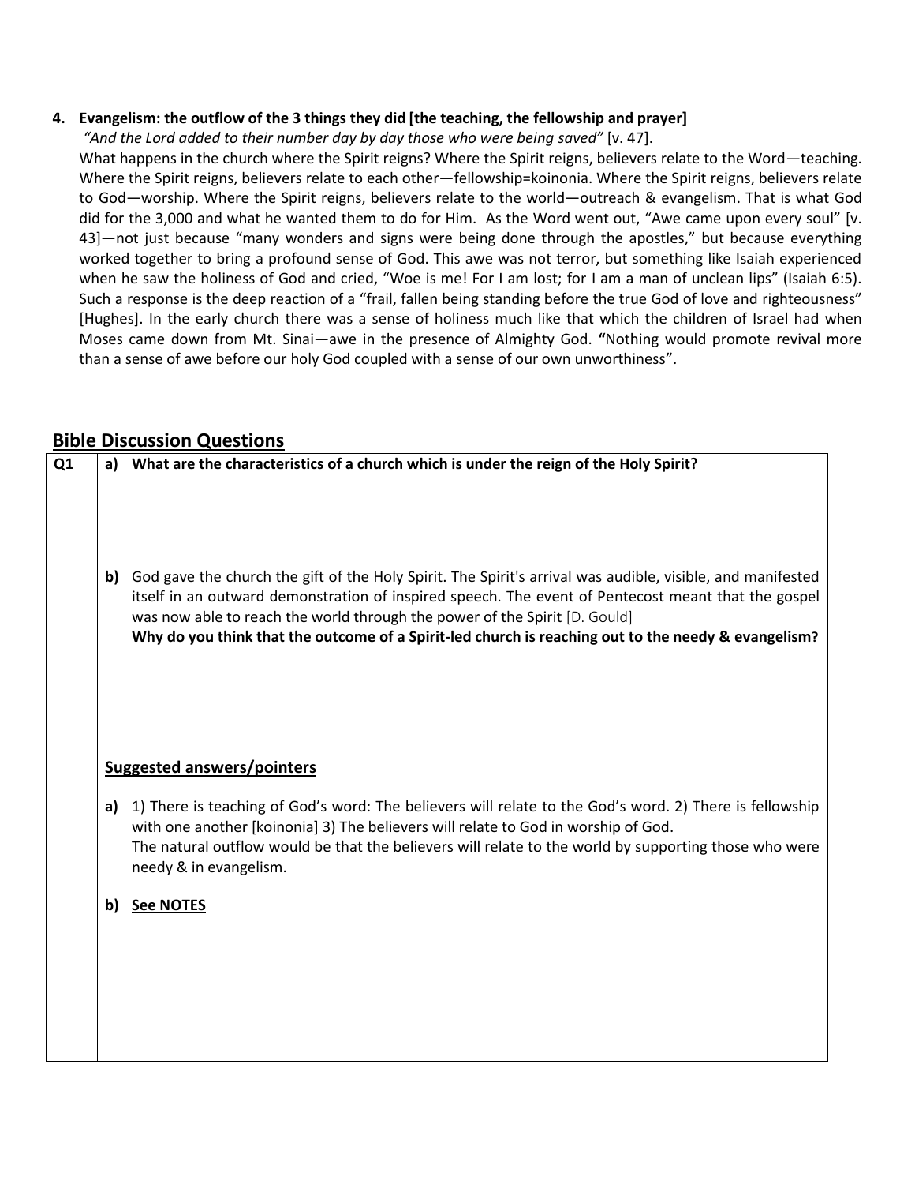4. **Evangelism: the outflow of the 3 things they did [the teaching, the fellowship and prayer]**

*"And the Lord added to their number day by day those who were being saved"* [v. 47].

What happens in the church where the Spirit reigns? Where the Spirit reigns, believers relate to the Word—teaching. Where the Spirit reigns, believers relate to each other—fellowship=koinonia. Where the Spirit reigns, believers relate to God—worship. Where the Spirit reigns, believers relate to the world—outreach & evangelism. That is what God did for the 3,000 and what he wanted them to do for Him. As the Word went out, "Awe came upon every soul" [v. 43]—not just because "many wonders and signs were being done through the apostles," but because everything worked together to bring a profound sense of God. This awe was not terror, but something like Isaiah experienced when he saw the holiness of God and cried, "Woe is me! For I am lost; for I am a man of unclean lips" (Isaiah 6:5). Such a response is the deep reaction of a "frail, fallen being standing before the true God of love and righteousness" [Hughes]. In the early church there was a sense of holiness much like that which the children of Israel had when Moses came down from Mt. Sinai—awe in the presence of Almighty God. **"**Nothing would promote revival more than a sense of awe before our holy God coupled with a sense of our own unworthiness".

## Bible Discussion Questions

| Q1 | **a) What are the characteristics of a church which is under the reign of the Holy Spirit?**<br><br>**b)** God gave the church the gift of the Holy Spirit. The Spirit's arrival was audible, visible, and manifested itself in an outward demonstration of inspired speech. The event of Pentecost meant that the gospel was now able to reach the world through the power of the Spirit [D. Gould]<br>**Why do you think that the outcome of a Spirit-led church is reaching out to the needy & evangelism?**<br><br>**Suggested answers/pointers**<br><br>**a)** 1) There is teaching of God's word: The believers will relate to the God's word. 2) There is fellowship with one another [koinonia] 3) The believers will relate to God in worship of God.<br>The natural outflow would be that the believers will relate to the world by supporting those who were needy & in evangelism.<br><br>**b) See NOTES** |
|---|---|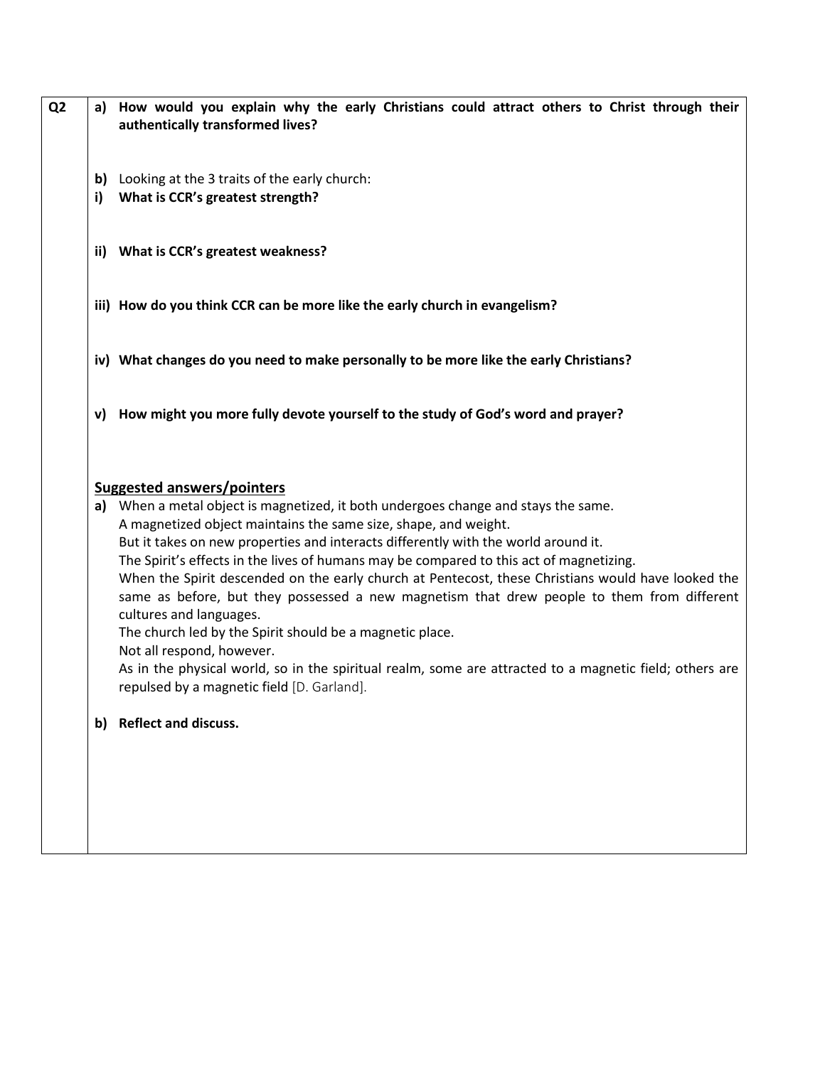**Q2**

**a) How would you explain why the early Christians could attract others to Christ through their authentically transformed lives?**

**b)** Looking at the 3 traits of the early church:

**i) What is CCR's greatest strength?**

**ii) What is CCR's greatest weakness?**

**iii) How do you think CCR can be more like the early church in evangelism?**

**iv) What changes do you need to make personally to be more like the early Christians?**

**v) How might you more fully devote yourself to the study of God's word and prayer?**

**Suggested answers/pointers**

**a)** When a metal object is magnetized, it both undergoes change and stays the same.
A magnetized object maintains the same size, shape, and weight.
But it takes on new properties and interacts differently with the world around it.
The Spirit's effects in the lives of humans may be compared to this act of magnetizing.
When the Spirit descended on the early church at Pentecost, these Christians would have looked the same as before, but they possessed a new magnetism that drew people to them from different cultures and languages.
The church led by the Spirit should be a magnetic place.
Not all respond, however.
As in the physical world, so in the spiritual realm, some are attracted to a magnetic field; others are repulsed by a magnetic field [D. Garland].

**b) Reflect and discuss.**